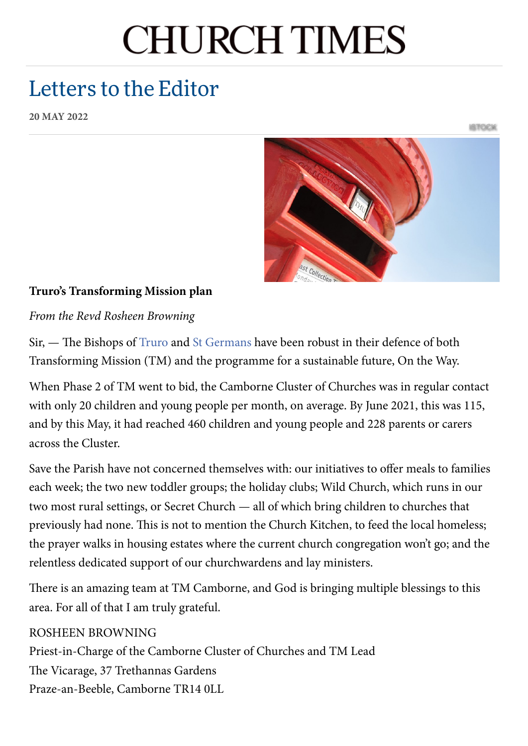# CHURCH TIMES

## Letters to the Editor

**20 MAY 2022**

**Truro's Transforming Mission plan**

*From the Revd Rosheen Browning*

Sir, — The Bishops of Truro and St Germans have been robust in their defence of both Transforming Mission (TM) and the programme for a sustainable future, On the Way.

When Phase 2 of TM went to bid, the Camborne Cluster of Churches was in regular contact with only 20 children and young people per month, on average. By June 2021, this was 115, and by this May, it had reached 460 children and young people and 228 parents or carers across the Cluster.

Save the Parish have not concerned themselves with: our initiatives to offer meals to families each week; the two new toddler groups; the holiday clubs; Wild Church, which runs in our two most rural settings, or Secret Church — all of which bring children to churches that previously had none. This is not to mention the Church Kitchen, to feed the local homeless; the prayer walks in housing estates where the current church congregation won't go; and the relentless dedicated support of our churchwardens and lay ministers.

There is an amazing team at TM Camborne, and God is bringing multiple blessings to this area. For all of that I am truly grateful.

ROSHEEN BROWNING
Priest-in-Charge of the Camborne Cluster of Churches and TM Lead
The Vicarage, 37 Trethannas Gardens
Praze-an-Beeble, Camborne TR14 0LL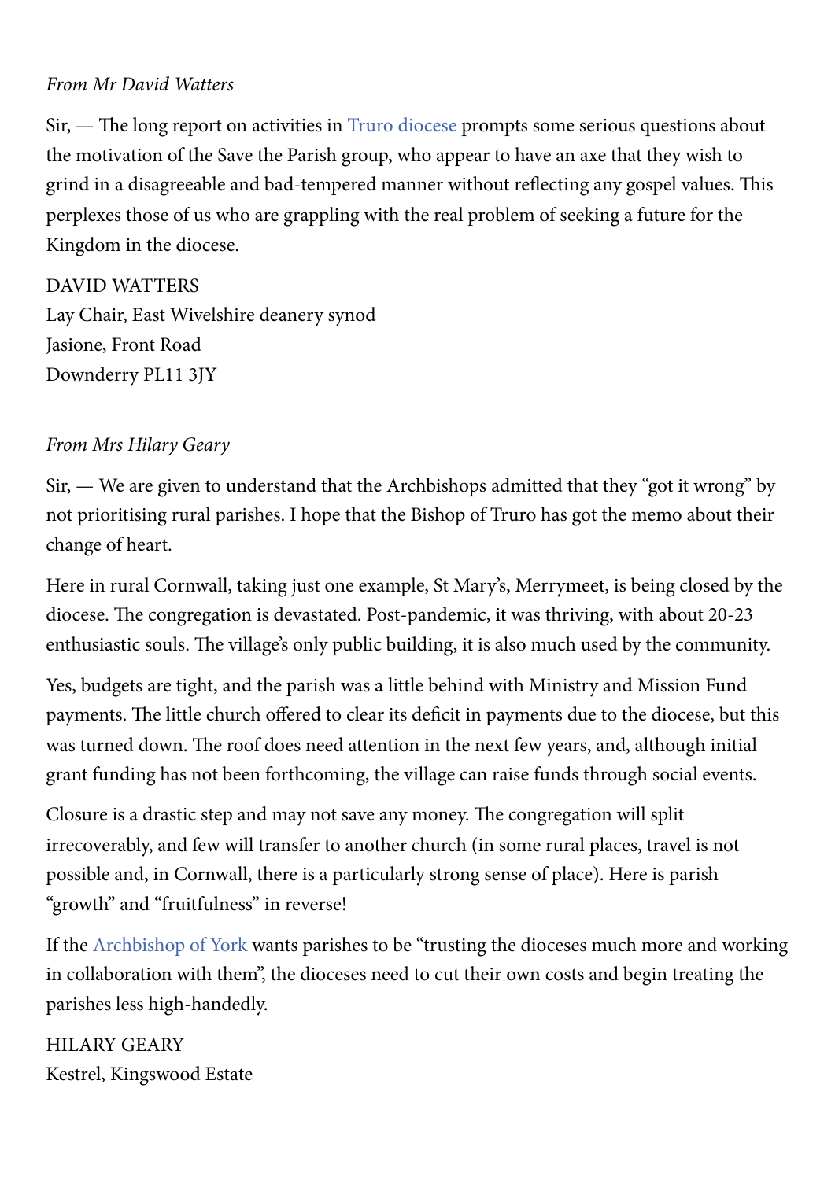*From Mr David Watters*

Sir, — The long report on activities in Truro diocese prompts some serious questions about the motivation of the Save the Parish group, who appear to have an axe that they wish to grind in a disagreeable and bad-tempered manner without reflecting any gospel values. This perplexes those of us who are grappling with the real problem of seeking a future for the Kingdom in the diocese.

DAVID WATTERS
Lay Chair, East Wivelshire deanery synod
Jasione, Front Road
Downderry PL11 3JY

*From Mrs Hilary Geary*

Sir, — We are given to understand that the Archbishops admitted that they "got it wrong" by not prioritising rural parishes. I hope that the Bishop of Truro has got the memo about their change of heart.

Here in rural Cornwall, taking just one example, St Mary's, Merrymeet, is being closed by the diocese. The congregation is devastated. Post-pandemic, it was thriving, with about 20-23 enthusiastic souls. The village's only public building, it is also much used by the community.

Yes, budgets are tight, and the parish was a little behind with Ministry and Mission Fund payments. The little church offered to clear its deficit in payments due to the diocese, but this was turned down. The roof does need attention in the next few years, and, although initial grant funding has not been forthcoming, the village can raise funds through social events.

Closure is a drastic step and may not save any money. The congregation will split irrecoverably, and few will transfer to another church (in some rural places, travel is not possible and, in Cornwall, there is a particularly strong sense of place). Here is parish "growth" and "fruitfulness" in reverse!

If the Archbishop of York wants parishes to be "trusting the dioceses much more and working in collaboration with them", the dioceses need to cut their own costs and begin treating the parishes less high-handedly.

HILARY GEARY
Kestrel, Kingswood Estate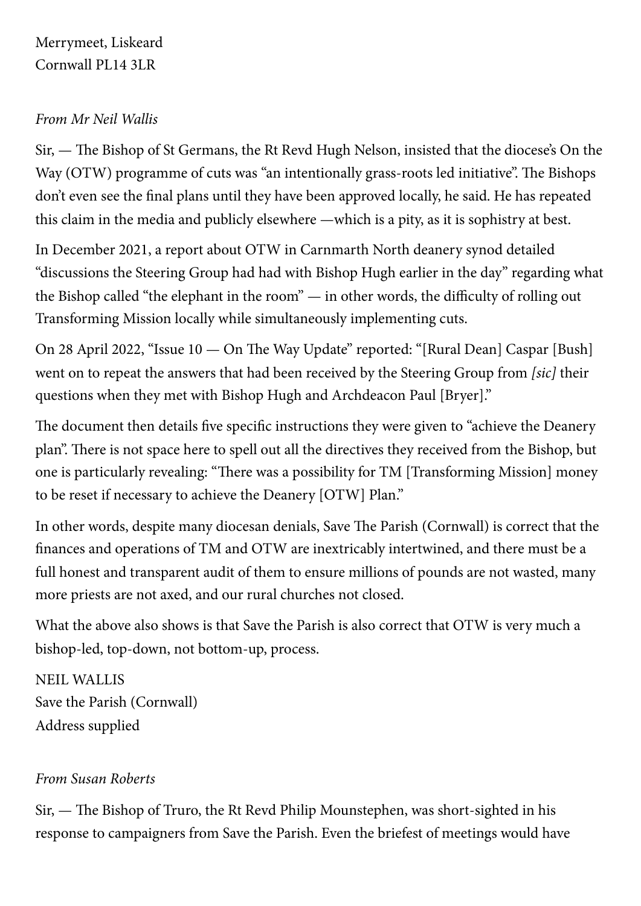Merrymeet, Liskeard
Cornwall PL14 3LR

*From Mr Neil Wallis*

Sir, — The Bishop of St Germans, the Rt Revd Hugh Nelson, insisted that the diocese's On the Way (OTW) programme of cuts was "an intentionally grass-roots led initiative". The Bishops don't even see the final plans until they have been approved locally, he said. He has repeated this claim in the media and publicly elsewhere —which is a pity, as it is sophistry at best.

In December 2021, a report about OTW in Carnmarth North deanery synod detailed "discussions the Steering Group had had with Bishop Hugh earlier in the day" regarding what the Bishop called "the elephant in the room" — in other words, the difficulty of rolling out Transforming Mission locally while simultaneously implementing cuts.

On 28 April 2022, "Issue 10 — On The Way Update" reported: "[Rural Dean] Caspar [Bush] went on to repeat the answers that had been received by the Steering Group from *[sic]* their questions when they met with Bishop Hugh and Archdeacon Paul [Bryer]."

The document then details five specific instructions they were given to "achieve the Deanery plan". There is not space here to spell out all the directives they received from the Bishop, but one is particularly revealing: "There was a possibility for TM [Transforming Mission] money to be reset if necessary to achieve the Deanery [OTW] Plan."

In other words, despite many diocesan denials, Save The Parish (Cornwall) is correct that the finances and operations of TM and OTW are inextricably intertwined, and there must be a full honest and transparent audit of them to ensure millions of pounds are not wasted, many more priests are not axed, and our rural churches not closed.

What the above also shows is that Save the Parish is also correct that OTW is very much a bishop-led, top-down, not bottom-up, process.

NEIL WALLIS
Save the Parish (Cornwall)
Address supplied

*From Susan Roberts*

Sir, — The Bishop of Truro, the Rt Revd Philip Mounstephen, was short-sighted in his response to campaigners from Save the Parish. Even the briefest of meetings would have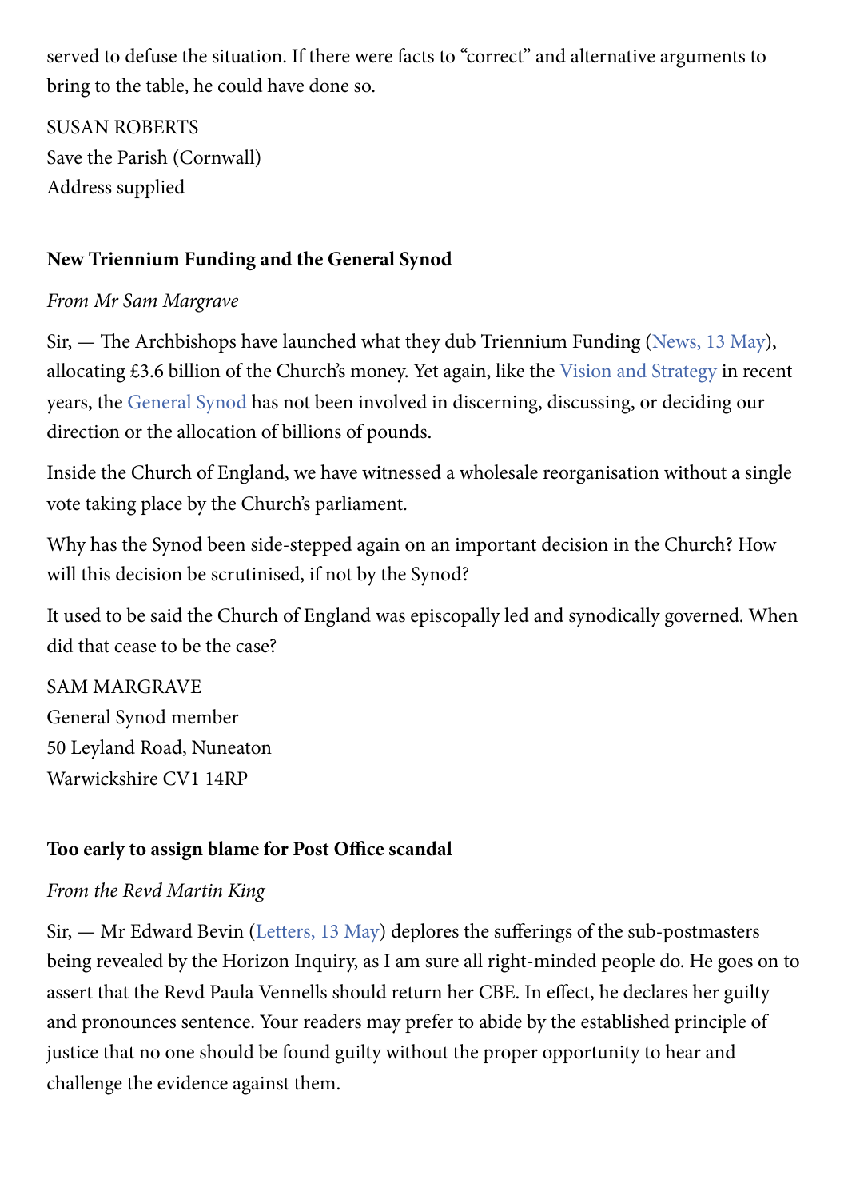served to defuse the situation. If there were facts to "correct" and alternative arguments to bring to the table, he could have done so.

SUSAN ROBERTS
Save the Parish (Cornwall)
Address supplied

**New Triennium Funding and the General Synod**

*From Mr Sam Margrave*

Sir, — The Archbishops have launched what they dub Triennium Funding (News, 13 May), allocating £3.6 billion of the Church's money. Yet again, like the Vision and Strategy in recent years, the General Synod has not been involved in discerning, discussing, or deciding our direction or the allocation of billions of pounds.

Inside the Church of England, we have witnessed a wholesale reorganisation without a single vote taking place by the Church's parliament.

Why has the Synod been side-stepped again on an important decision in the Church? How will this decision be scrutinised, if not by the Synod?

It used to be said the Church of England was episcopally led and synodically governed. When did that cease to be the case?

SAM MARGRAVE
General Synod member
50 Leyland Road, Nuneaton
Warwickshire CV1 14RP

**Too early to assign blame for Post Office scandal**

*From the Revd Martin King*

Sir, — Mr Edward Bevin (Letters, 13 May) deplores the sufferings of the sub-postmasters being revealed by the Horizon Inquiry, as I am sure all right-minded people do. He goes on to assert that the Revd Paula Vennells should return her CBE. In effect, he declares her guilty and pronounces sentence. Your readers may prefer to abide by the established principle of justice that no one should be found guilty without the proper opportunity to hear and challenge the evidence against them.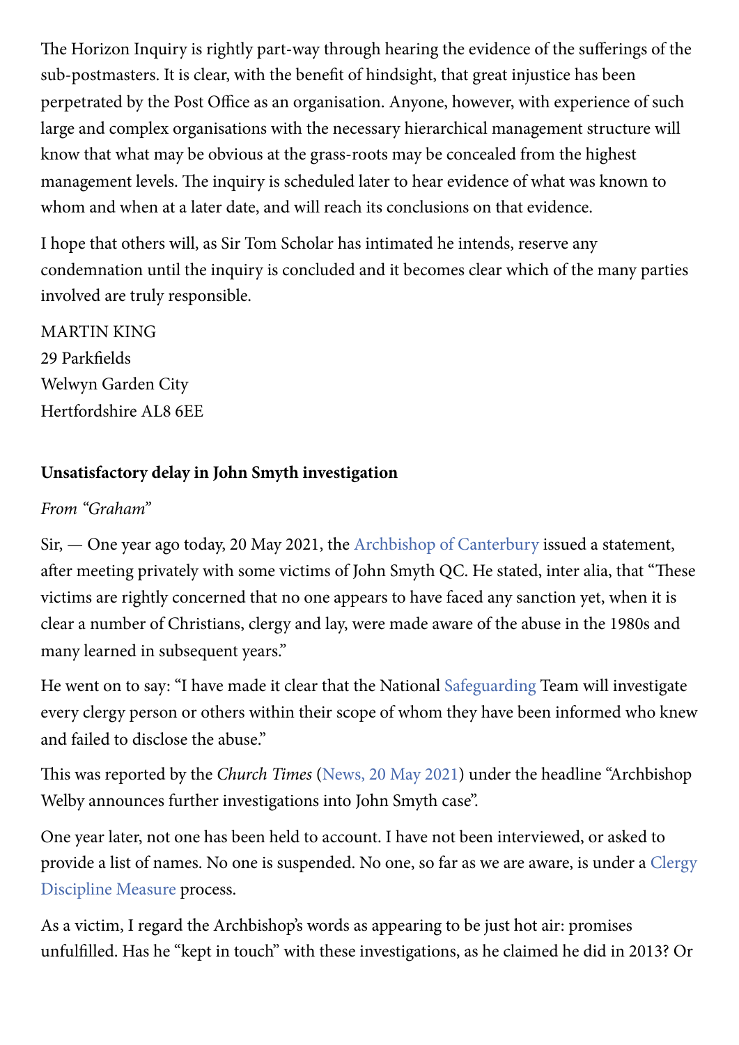The Horizon Inquiry is rightly part-way through hearing the evidence of the sufferings of the sub-postmasters. It is clear, with the benefit of hindsight, that great injustice has been perpetrated by the Post Office as an organisation. Anyone, however, with experience of such large and complex organisations with the necessary hierarchical management structure will know that what may be obvious at the grass-roots may be concealed from the highest management levels. The inquiry is scheduled later to hear evidence of what was known to whom and when at a later date, and will reach its conclusions on that evidence.

I hope that others will, as Sir Tom Scholar has intimated he intends, reserve any condemnation until the inquiry is concluded and it becomes clear which of the many parties involved are truly responsible.

MARTIN KING
29 Parkfields
Welwyn Garden City
Hertfordshire AL8 6EE

**Unsatisfactory delay in John Smyth investigation**

*From "Graham"*

Sir, — One year ago today, 20 May 2021, the Archbishop of Canterbury issued a statement, after meeting privately with some victims of John Smyth QC. He stated, inter alia, that "These victims are rightly concerned that no one appears to have faced any sanction yet, when it is clear a number of Christians, clergy and lay, were made aware of the abuse in the 1980s and many learned in subsequent years."

He went on to say: "I have made it clear that the National Safeguarding Team will investigate every clergy person or others within their scope of whom they have been informed who knew and failed to disclose the abuse."

This was reported by the *Church Times* (News, 20 May 2021) under the headline "Archbishop Welby announces further investigations into John Smyth case".

One year later, not one has been held to account. I have not been interviewed, or asked to provide a list of names. No one is suspended. No one, so far as we are aware, is under a Clergy Discipline Measure process.

As a victim, I regard the Archbishop's words as appearing to be just hot air: promises unfulfilled. Has he "kept in touch" with these investigations, as he claimed he did in 2013? Or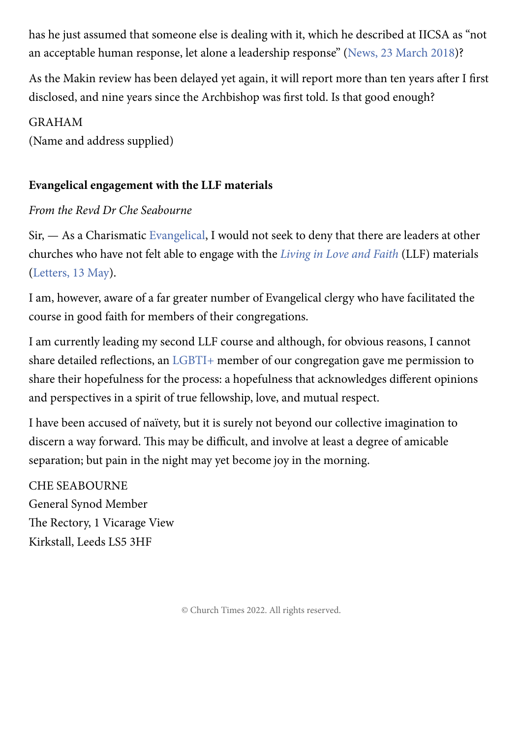has he just assumed that someone else is dealing with it, which he described at IICSA as "not an acceptable human response, let alone a leadership response" (News, 23 March 2018)?

As the Makin review has been delayed yet again, it will report more than ten years after I first disclosed, and nine years since the Archbishop was first told. Is that good enough?

GRAHAM  
(Name and address supplied)

**Evangelical engagement with the LLF materials**

*From the Revd Dr Che Seabourne*

Sir, — As a Charismatic Evangelical, I would not seek to deny that there are leaders at other churches who have not felt able to engage with the *Living in Love and Faith* (LLF) materials (Letters, 13 May).

I am, however, aware of a far greater number of Evangelical clergy who have facilitated the course in good faith for members of their congregations.

I am currently leading my second LLF course and although, for obvious reasons, I cannot share detailed reflections, an LGBTI+ member of our congregation gave me permission to share their hopefulness for the process: a hopefulness that acknowledges different opinions and perspectives in a spirit of true fellowship, love, and mutual respect.

I have been accused of naïvety, but it is surely not beyond our collective imagination to discern a way forward. This may be difficult, and involve at least a degree of amicable separation; but pain in the night may yet become joy in the morning.

CHE SEABOURNE  
General Synod Member  
The Rectory, 1 Vicarage View  
Kirkstall, Leeds LS5 3HF

© Church Times 2022. All rights reserved.